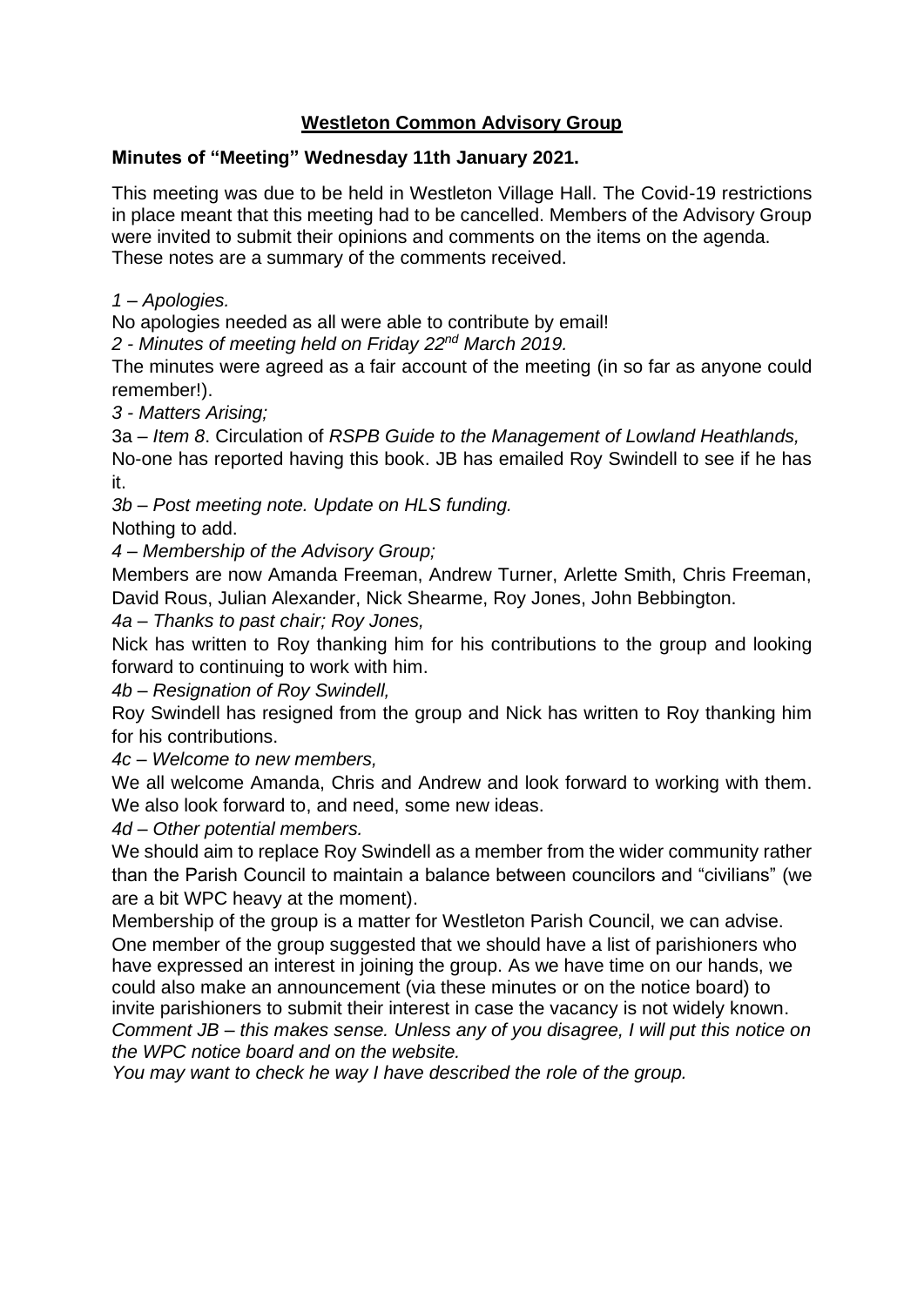# **Westleton Common Advisory Group**

**Minutes of "Meeting" Wednesday 11th January 2021.**

This meeting was due to be held in Westleton Village Hall. The Covid-19 restrictions in place meant that this meeting had to be cancelled. Members of the Advisory Group were invited to submit their opinions and comments on the items on the agenda. These notes are a summary of the comments received.

*1 – Apologies.*

No apologies needed as all were able to contribute by email!

*2 - Minutes of meeting held on Friday 22nd March 2019.*

The minutes were agreed as a fair account of the meeting (in so far as anyone could remember!).

*3 - Matters Arising;*

3a – *Item 8*. Circulation of *RSPB Guide to the Management of Lowland Heathlands,*

No-one has reported having this book. JB has emailed Roy Swindell to see if he has it.

*3b – Post meeting note. Update on HLS funding.*

Nothing to add.

*4 – Membership of the Advisory Group;*

Members are now Amanda Freeman, Andrew Turner, Arlette Smith, Chris Freeman, David Rous, Julian Alexander, Nick Shearme, Roy Jones, John Bebbington.

*4a – Thanks to past chair; Roy Jones,*

Nick has written to Roy thanking him for his contributions to the group and looking forward to continuing to work with him.

*4b – Resignation of Roy Swindell,*

Roy Swindell has resigned from the group and Nick has written to Roy thanking him for his contributions.

*4c – Welcome to new members,*

We all welcome Amanda, Chris and Andrew and look forward to working with them. We also look forward to, and need, some new ideas.

*4d – Other potential members.*

We should aim to replace Roy Swindell as a member from the wider community rather than the Parish Council to maintain a balance between councilors and "civilians" (we are a bit WPC heavy at the moment).

Membership of the group is a matter for Westleton Parish Council, we can advise.

One member of the group suggested that we should have a list of parishioners who have expressed an interest in joining the group. As we have time on our hands, we could also make an announcement (via these minutes or on the notice board) to invite parishioners to submit their interest in case the vacancy is not widely known.

*Comment JB – this makes sense. Unless any of you disagree, I will put this notice on the WPC notice board and on the website.*

*You may want to check he way I have described the role of the group.*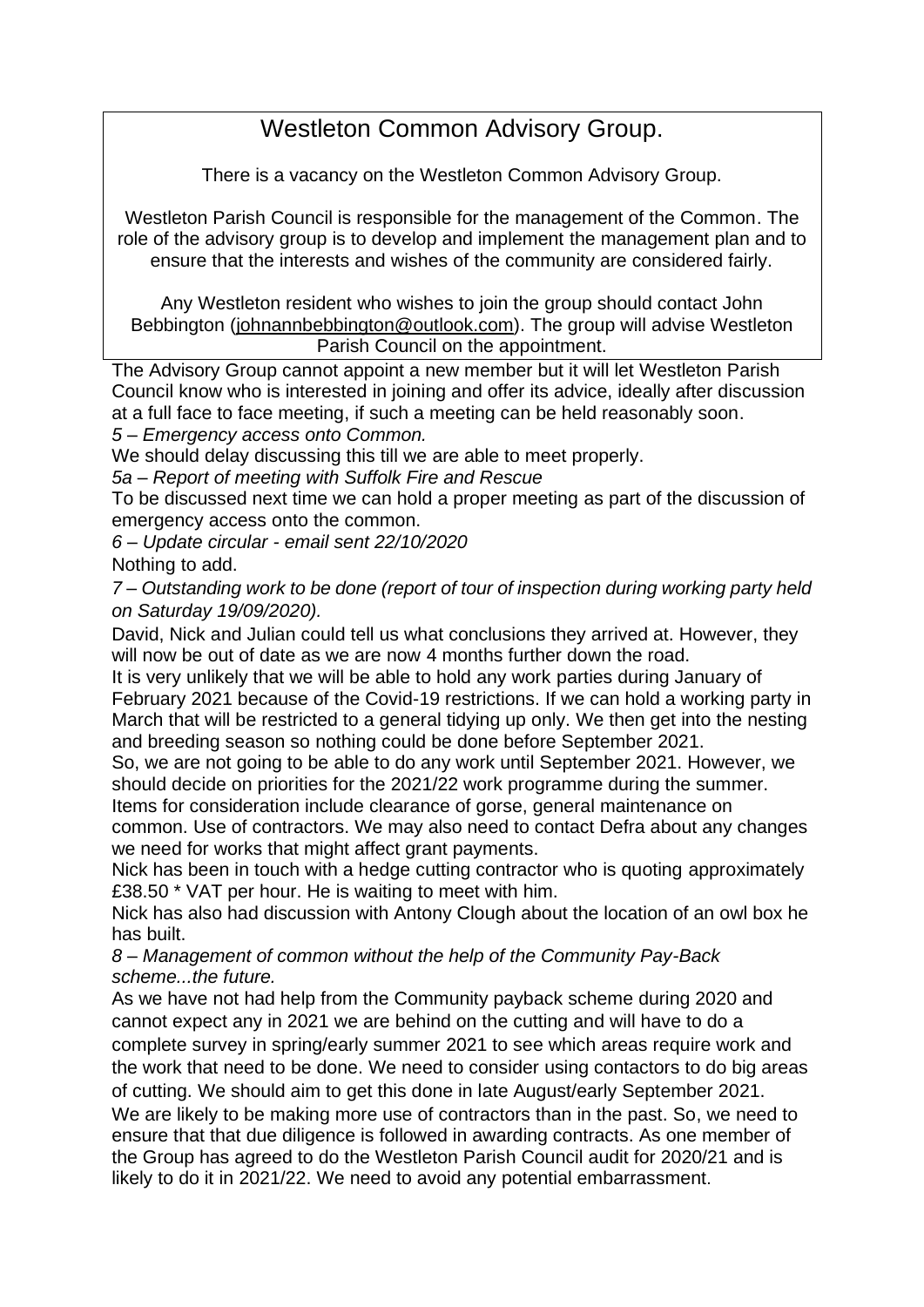## Westleton Common Advisory Group.

There is a vacancy on the Westleton Common Advisory Group.

Westleton Parish Council is responsible for the management of the Common. The role of the advisory group is to develop and implement the management plan and to ensure that the interests and wishes of the community are considered fairly.

Any Westleton resident who wishes to join the group should contact John Bebbington (johnannbebbington@outlook.com). The group will advise Westleton Parish Council on the appointment.

The Advisory Group cannot appoint a new member but it will let Westleton Parish Council know who is interested in joining and offer its advice, ideally after discussion at a full face to face meeting, if such a meeting can be held reasonably soon.

*5 – Emergency access onto Common.*

We should delay discussing this till we are able to meet properly.

*5a – Report of meeting with Suffolk Fire and Rescue*

To be discussed next time we can hold a proper meeting as part of the discussion of emergency access onto the common.

*6 – Update circular - email sent 22/10/2020*

Nothing to add.

*7 – Outstanding work to be done (report of tour of inspection during working party held on Saturday 19/09/2020).*

David, Nick and Julian could tell us what conclusions they arrived at. However, they will now be out of date as we are now 4 months further down the road.

It is very unlikely that we will be able to hold any work parties during January of February 2021 because of the Covid-19 restrictions. If we can hold a working party in March that will be restricted to a general tidying up only. We then get into the nesting and breeding season so nothing could be done before September 2021.

So, we are not going to be able to do any work until September 2021. However, we should decide on priorities for the 2021/22 work programme during the summer. Items for consideration include clearance of gorse, general maintenance on common. Use of contractors. We may also need to contact Defra about any changes we need for works that might affect grant payments.

Nick has been in touch with a hedge cutting contractor who is quoting approximately £38.50 * VAT per hour. He is waiting to meet with him.

Nick has also had discussion with Antony Clough about the location of an owl box he has built.

*8 – Management of common without the help of the Community Pay-Back scheme...the future.*

As we have not had help from the Community payback scheme during 2020 and cannot expect any in 2021 we are behind on the cutting and will have to do a complete survey in spring/early summer 2021 to see which areas require work and the work that need to be done. We need to consider using contactors to do big areas of cutting. We should aim to get this done in late August/early September 2021.

We are likely to be making more use of contractors than in the past. So, we need to ensure that that due diligence is followed in awarding contracts. As one member of the Group has agreed to do the Westleton Parish Council audit for 2020/21 and is likely to do it in 2021/22. We need to avoid any potential embarrassment.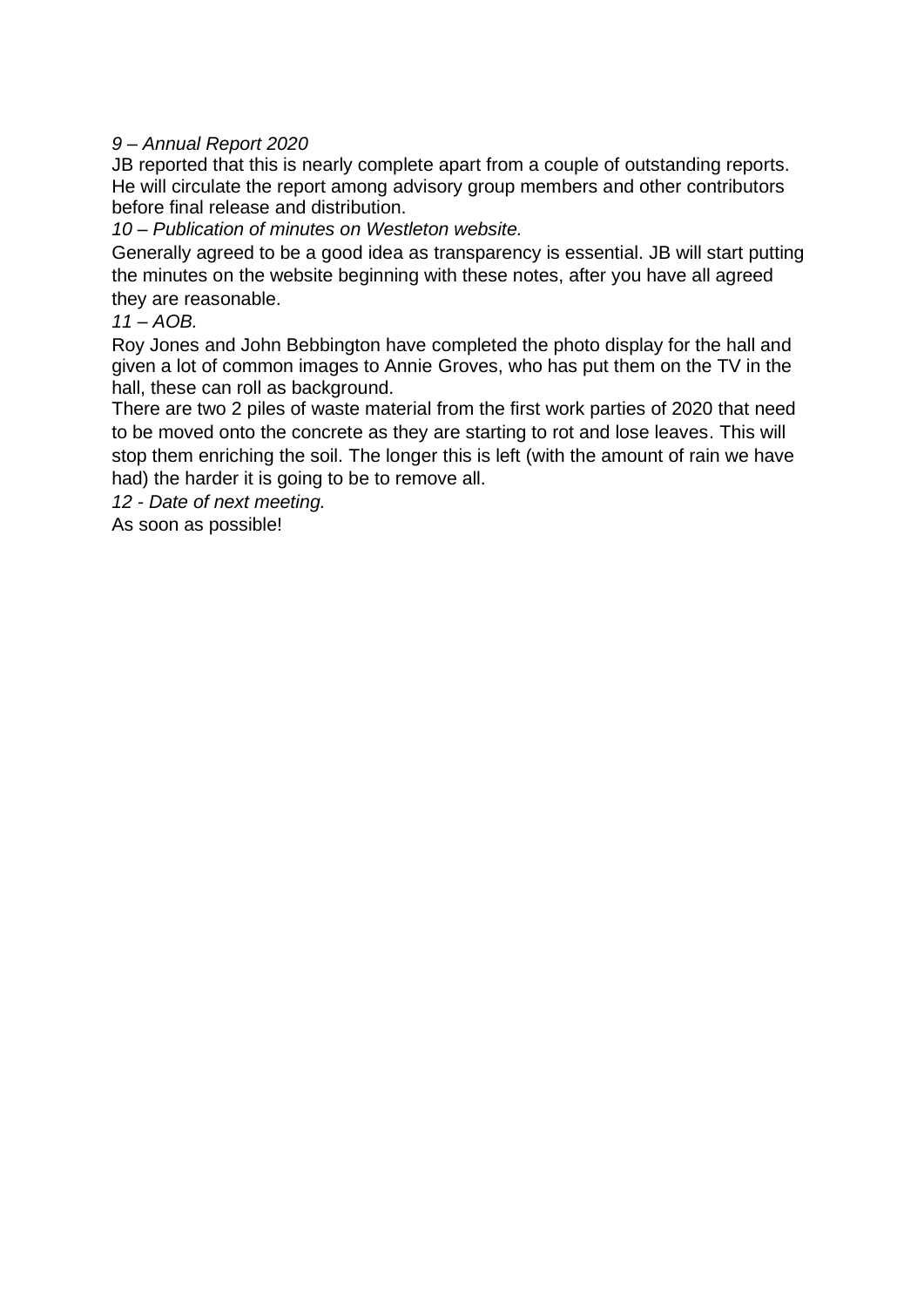*9 – Annual Report 2020*

JB reported that this is nearly complete apart from a couple of outstanding reports. He will circulate the report among advisory group members and other contributors before final release and distribution.

*10 – Publication of minutes on Westleton website.*

Generally agreed to be a good idea as transparency is essential. JB will start putting the minutes on the website beginning with these notes, after you have all agreed they are reasonable.

*11 – AOB.*

Roy Jones and John Bebbington have completed the photo display for the hall and given a lot of common images to Annie Groves, who has put them on the TV in the hall, these can roll as background.

There are two 2 piles of waste material from the first work parties of 2020 that need to be moved onto the concrete as they are starting to rot and lose leaves. This will stop them enriching the soil. The longer this is left (with the amount of rain we have had) the harder it is going to be to remove all.

*12 - Date of next meeting.*

As soon as possible!